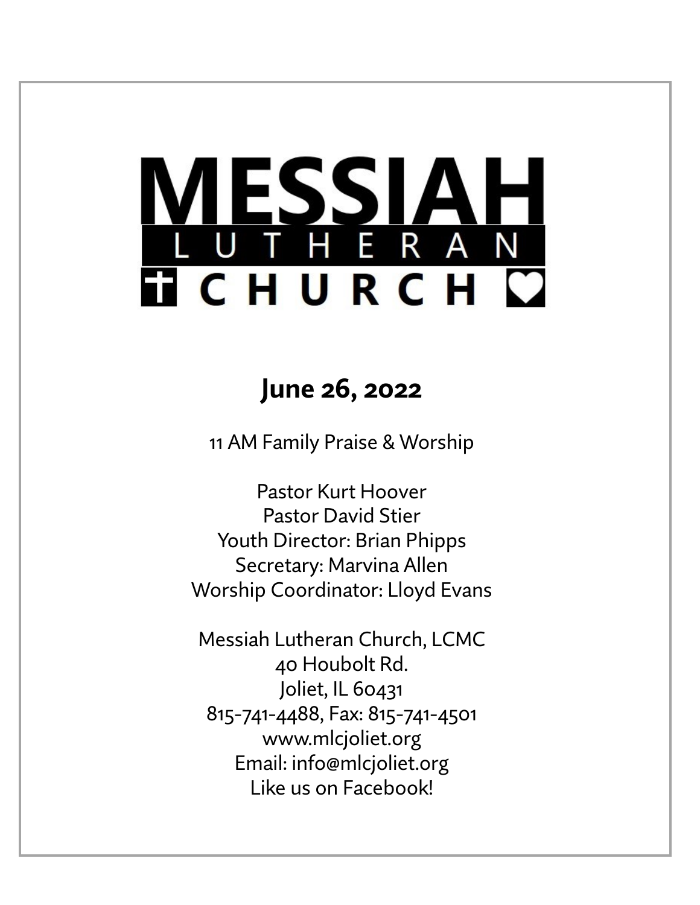# MESSIAH LUTHERAN CHURCH

## June 26, 2022

11 AM Family Praise & Worship

Pastor Kurt Hoover
Pastor David Stier
Youth Director: Brian Phipps
Secretary: Marvina Allen
Worship Coordinator: Lloyd Evans

Messiah Lutheran Church, LCMC
40 Houbolt Rd.
Joliet, IL 60431
815-741-4488, Fax: 815-741-4501
www.mlcjoliet.org
Email: info@mlcjoliet.org
Like us on Facebook!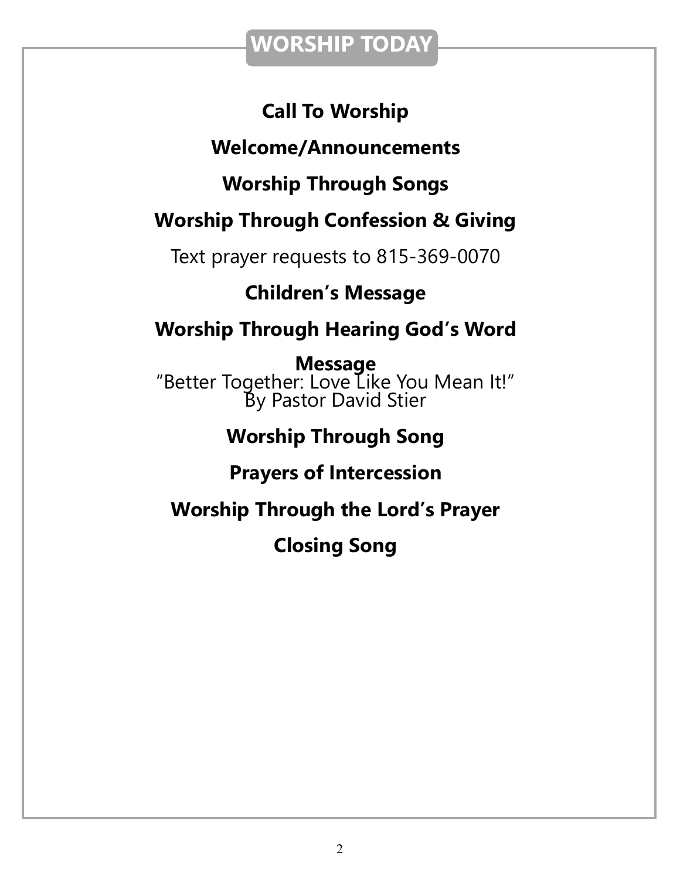# WORSHIP TODAY

**Call To Worship**

**Welcome/Announcements**

**Worship Through Songs**

**Worship Through Confession & Giving**

Text prayer requests to 815-369-0070

**Children's Message**

**Worship Through Hearing God's Word**

**Message**

"Better Together: Love Like You Mean It!"
By Pastor David Stier

**Worship Through Song**

**Prayers of Intercession**

**Worship Through the Lord's Prayer**

**Closing Song**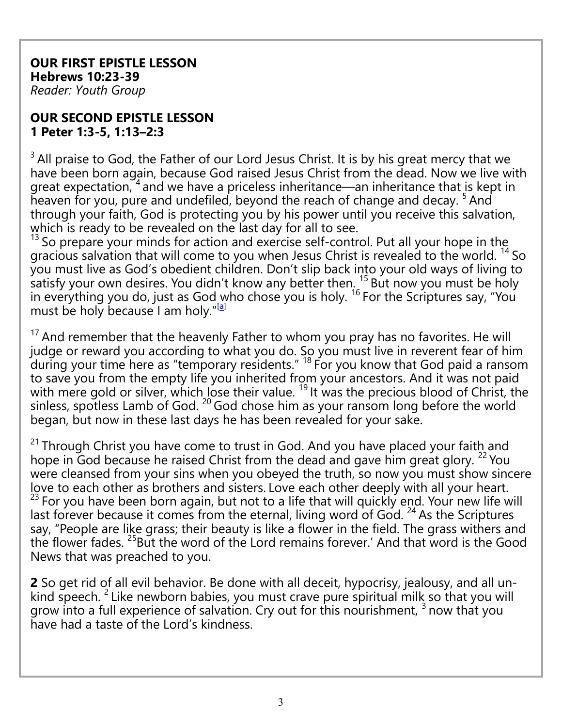**OUR FIRST EPISTLE LESSON**
**Hebrews 10:23-39**
*Reader: Youth Group*

**OUR SECOND EPISTLE LESSON**
**1 Peter 1:3-5, 1:13–2:3**

[3] All praise to God, the Father of our Lord Jesus Christ. It is by his great mercy that we have been born again, because God raised Jesus Christ from the dead. Now we live with great expectation, [4] and we have a priceless inheritance—an inheritance that is kept in heaven for you, pure and undefiled, beyond the reach of change and decay. [5] And through your faith, God is protecting you by his power until you receive this salvation, which is ready to be revealed on the last day for all to see.
[13] So prepare your minds for action and exercise self-control. Put all your hope in the gracious salvation that will come to you when Jesus Christ is revealed to the world. [14] So you must live as God's obedient children. Don't slip back into your old ways of living to satisfy your own desires. You didn't know any better then. [15] But now you must be holy in everything you do, just as God who chose you is holy. [16] For the Scriptures say, "You must be holy because I am holy."[a]

[17] And remember that the heavenly Father to whom you pray has no favorites. He will judge or reward you according to what you do. So you must live in reverent fear of him during your time here as "temporary residents." [18] For you know that God paid a ransom to save you from the empty life you inherited from your ancestors. And it was not paid with mere gold or silver, which lose their value. [19] It was the precious blood of Christ, the sinless, spotless Lamb of God. [20] God chose him as your ransom long before the world began, but now in these last days he has been revealed for your sake.

[21] Through Christ you have come to trust in God. And you have placed your faith and hope in God because he raised Christ from the dead and gave him great glory. [22] You were cleansed from your sins when you obeyed the truth, so now you must show sincere love to each other as brothers and sisters. Love each other deeply with all your heart. [23] For you have been born again, but not to a life that will quickly end. Your new life will last forever because it comes from the eternal, living word of God. [24] As the Scriptures say, "People are like grass; their beauty is like a flower in the field. The grass withers and the flower fades. [25]But the word of the Lord remains forever.' And that word is the Good News that was preached to you.

**2** So get rid of all evil behavior. Be done with all deceit, hypocrisy, jealousy, and all unkind speech. [2] Like newborn babies, you must crave pure spiritual milk so that you will grow into a full experience of salvation. Cry out for this nourishment, [3] now that you have had a taste of the Lord's kindness.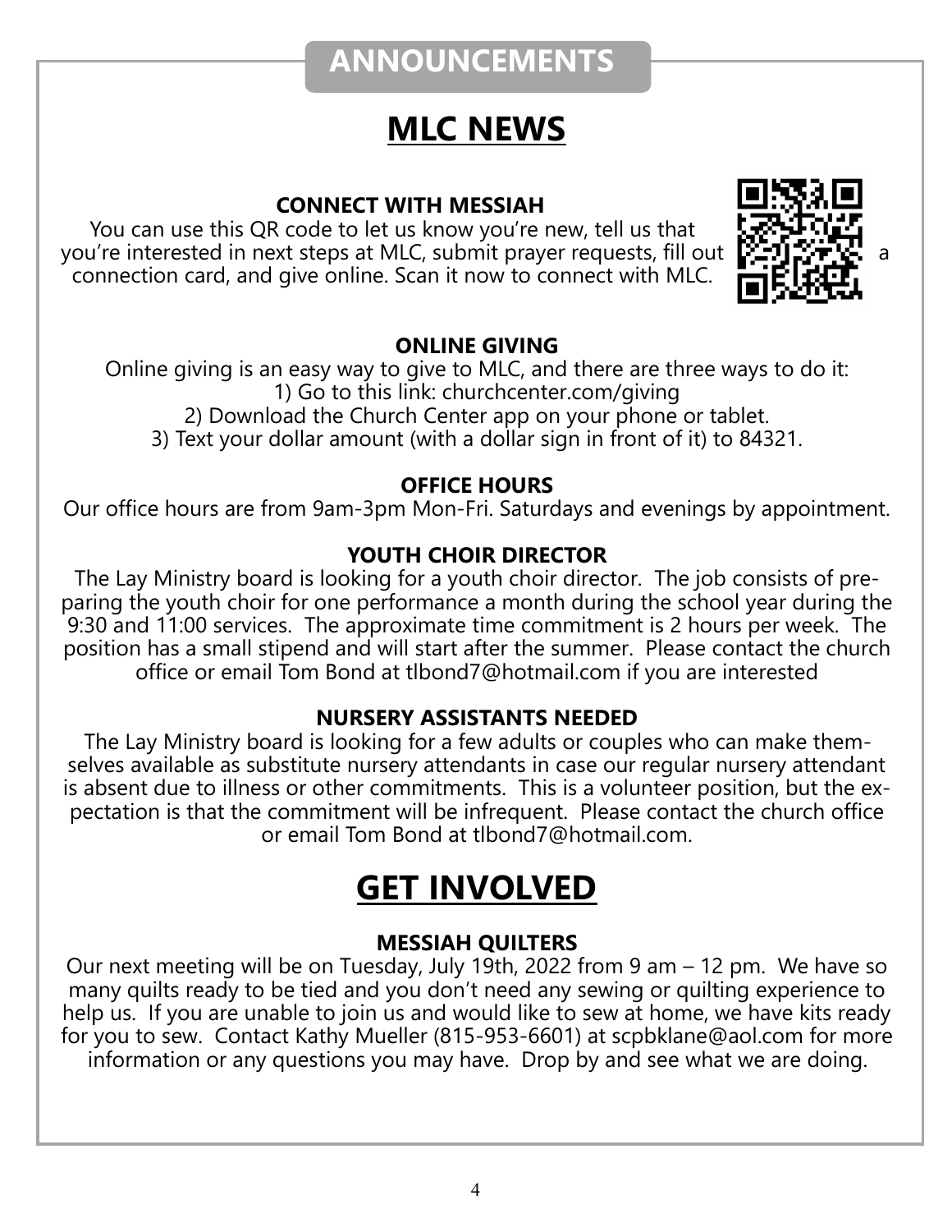## ANNOUNCEMENTS

# MLC NEWS

### CONNECT WITH MESSIAH

You can use this QR code to let us know you're new, tell us that you're interested in next steps at MLC, submit prayer requests, fill out a connection card, and give online. Scan it now to connect with MLC.

### ONLINE GIVING

Online giving is an easy way to give to MLC, and there are three ways to do it:

1) Go to this link: churchcenter.com/giving
2) Download the Church Center app on your phone or tablet.
3) Text your dollar amount (with a dollar sign in front of it) to 84321.

### OFFICE HOURS

Our office hours are from 9am-3pm Mon-Fri. Saturdays and evenings by appointment.

### YOUTH CHOIR DIRECTOR

The Lay Ministry board is looking for a youth choir director. The job consists of preparing the youth choir for one performance a month during the school year during the 9:30 and 11:00 services. The approximate time commitment is 2 hours per week. The position has a small stipend and will start after the summer. Please contact the church office or email Tom Bond at tlbond7@hotmail.com if you are interested

### NURSERY ASSISTANTS NEEDED

The Lay Ministry board is looking for a few adults or couples who can make themselves available as substitute nursery attendants in case our regular nursery attendant is absent due to illness or other commitments. This is a volunteer position, but the expectation is that the commitment will be infrequent. Please contact the church office or email Tom Bond at tlbond7@hotmail.com.

# GET INVOLVED

### MESSIAH QUILTERS

Our next meeting will be on Tuesday, July 19th, 2022 from 9 am – 12 pm. We have so many quilts ready to be tied and you don't need any sewing or quilting experience to help us. If you are unable to join us and would like to sew at home, we have kits ready for you to sew. Contact Kathy Mueller (815-953-6601) at scpbklane@aol.com for more information or any questions you may have. Drop by and see what we are doing.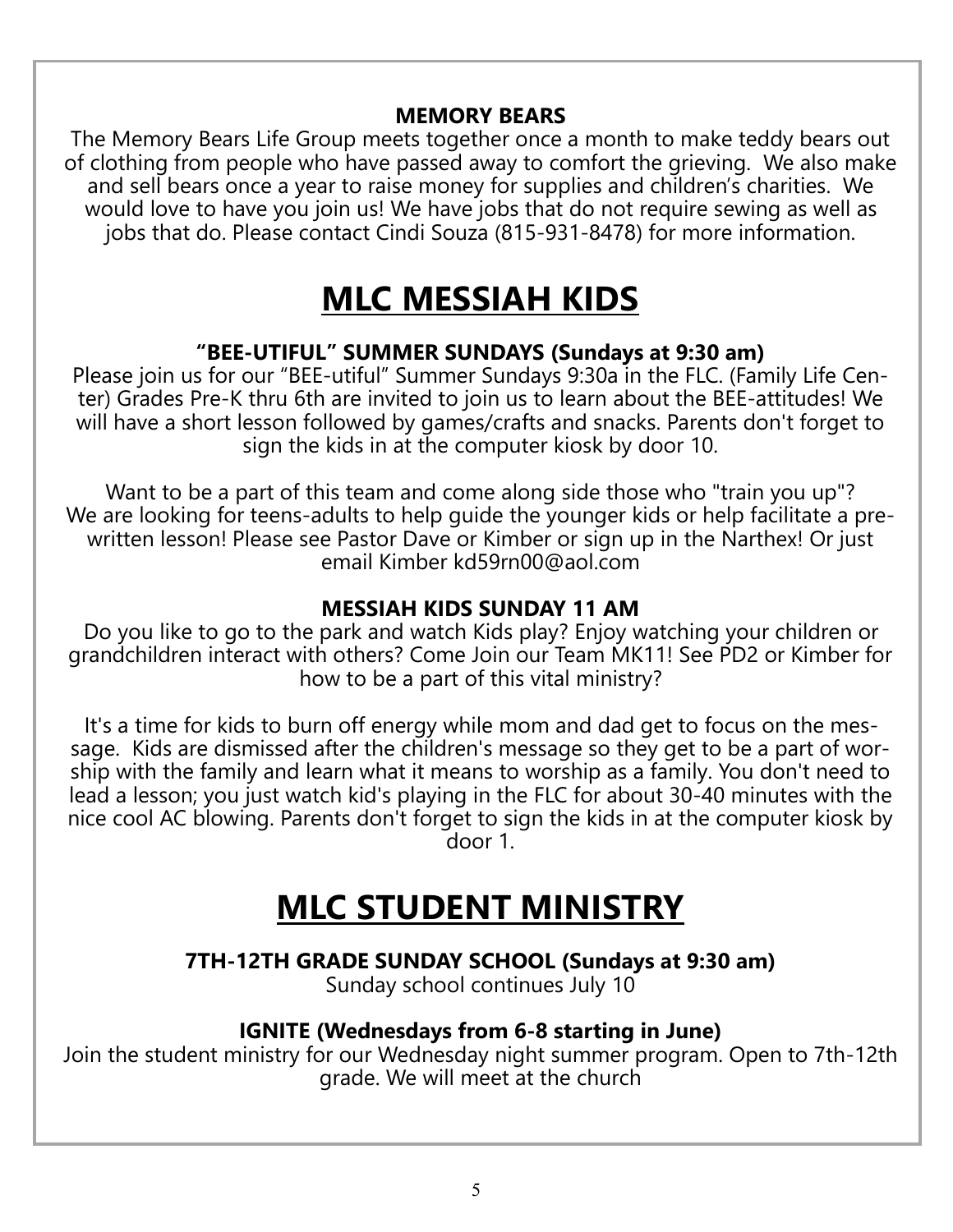### MEMORY BEARS

The Memory Bears Life Group meets together once a month to make teddy bears out of clothing from people who have passed away to comfort the grieving. We also make and sell bears once a year to raise money for supplies and children's charities. We would love to have you join us! We have jobs that do not require sewing as well as jobs that do. Please contact Cindi Souza (815-931-8478) for more information.

# MLC MESSIAH KIDS

### "BEE-UTIFUL" SUMMER SUNDAYS (Sundays at 9:30 am)

Please join us for our "BEE-utiful" Summer Sundays 9:30a in the FLC. (Family Life Center) Grades Pre-K thru 6th are invited to join us to learn about the BEE-attitudes! We will have a short lesson followed by games/crafts and snacks. Parents don't forget to sign the kids in at the computer kiosk by door 10.

Want to be a part of this team and come along side those who "train you up"? We are looking for teens-adults to help guide the younger kids or help facilitate a pre-written lesson! Please see Pastor Dave or Kimber or sign up in the Narthex! Or just email Kimber kd59rn00@aol.com

### MESSIAH KIDS SUNDAY 11 AM

Do you like to go to the park and watch Kids play? Enjoy watching your children or grandchildren interact with others? Come Join our Team MK11! See PD2 or Kimber for how to be a part of this vital ministry?

It's a time for kids to burn off energy while mom and dad get to focus on the message. Kids are dismissed after the children's message so they get to be a part of worship with the family and learn what it means to worship as a family. You don't need to lead a lesson; you just watch kid's playing in the FLC for about 30-40 minutes with the nice cool AC blowing. Parents don't forget to sign the kids in at the computer kiosk by door 1.

# MLC STUDENT MINISTRY

### 7TH-12TH GRADE SUNDAY SCHOOL (Sundays at 9:30 am)

Sunday school continues July 10

### IGNITE (Wednesdays from 6-8 starting in June)

Join the student ministry for our Wednesday night summer program. Open to 7th-12th grade. We will meet at the church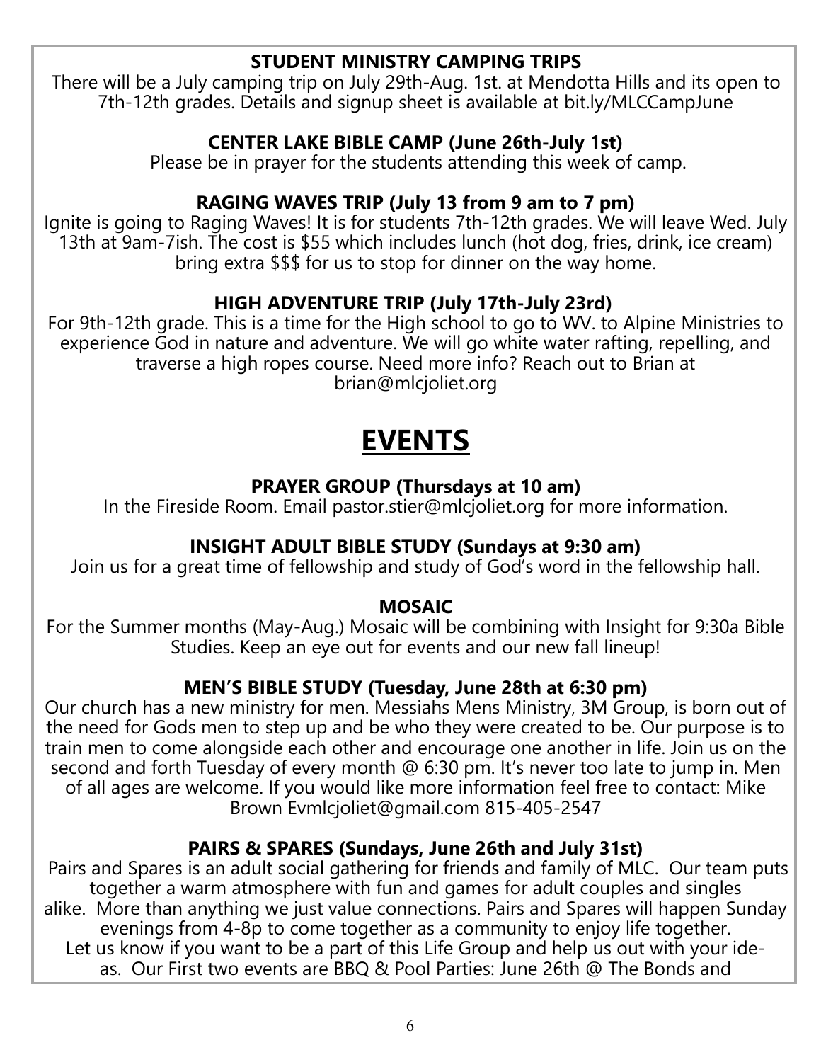**STUDENT MINISTRY CAMPING TRIPS**

There will be a July camping trip on July 29th-Aug. 1st. at Mendotta Hills and its open to 7th-12th grades. Details and signup sheet is available at bit.ly/MLCCampJune

**CENTER LAKE BIBLE CAMP (June 26th-July 1st)**

Please be in prayer for the students attending this week of camp.

**RAGING WAVES TRIP (July 13 from 9 am to 7 pm)**

Ignite is going to Raging Waves! It is for students 7th-12th grades. We will leave Wed. July 13th at 9am-7ish. The cost is $55 which includes lunch (hot dog, fries, drink, ice cream) bring extra $$$ for us to stop for dinner on the way home.

**HIGH ADVENTURE TRIP (July 17th-July 23rd)**

For 9th-12th grade. This is a time for the High school to go to WV. to Alpine Ministries to experience God in nature and adventure. We will go white water rafting, repelling, and traverse a high ropes course. Need more info? Reach out to Brian at brian@mlcjoliet.org

# EVENTS

**PRAYER GROUP (Thursdays at 10 am)**

In the Fireside Room. Email pastor.stier@mlcjoliet.org for more information.

**INSIGHT ADULT BIBLE STUDY (Sundays at 9:30 am)**

Join us for a great time of fellowship and study of God's word in the fellowship hall.

**MOSAIC**

For the Summer months (May-Aug.) Mosaic will be combining with Insight for 9:30a Bible Studies. Keep an eye out for events and our new fall lineup!

**MEN'S BIBLE STUDY (Tuesday, June 28th at 6:30 pm)**

Our church has a new ministry for men. Messiahs Mens Ministry, 3M Group, is born out of the need for Gods men to step up and be who they were created to be. Our purpose is to train men to come alongside each other and encourage one another in life. Join us on the second and forth Tuesday of every month @ 6:30 pm. It's never too late to jump in. Men of all ages are welcome. If you would like more information feel free to contact: Mike Brown Evmlcjoliet@gmail.com 815-405-2547

**PAIRS & SPARES (Sundays, June 26th and July 31st)**

Pairs and Spares is an adult social gathering for friends and family of MLC. Our team puts together a warm atmosphere with fun and games for adult couples and singles alike. More than anything we just value connections. Pairs and Spares will happen Sunday evenings from 4-8p to come together as a community to enjoy life together. Let us know if you want to be a part of this Life Group and help us out with your ideas. Our First two events are BBQ & Pool Parties: June 26th @ The Bonds and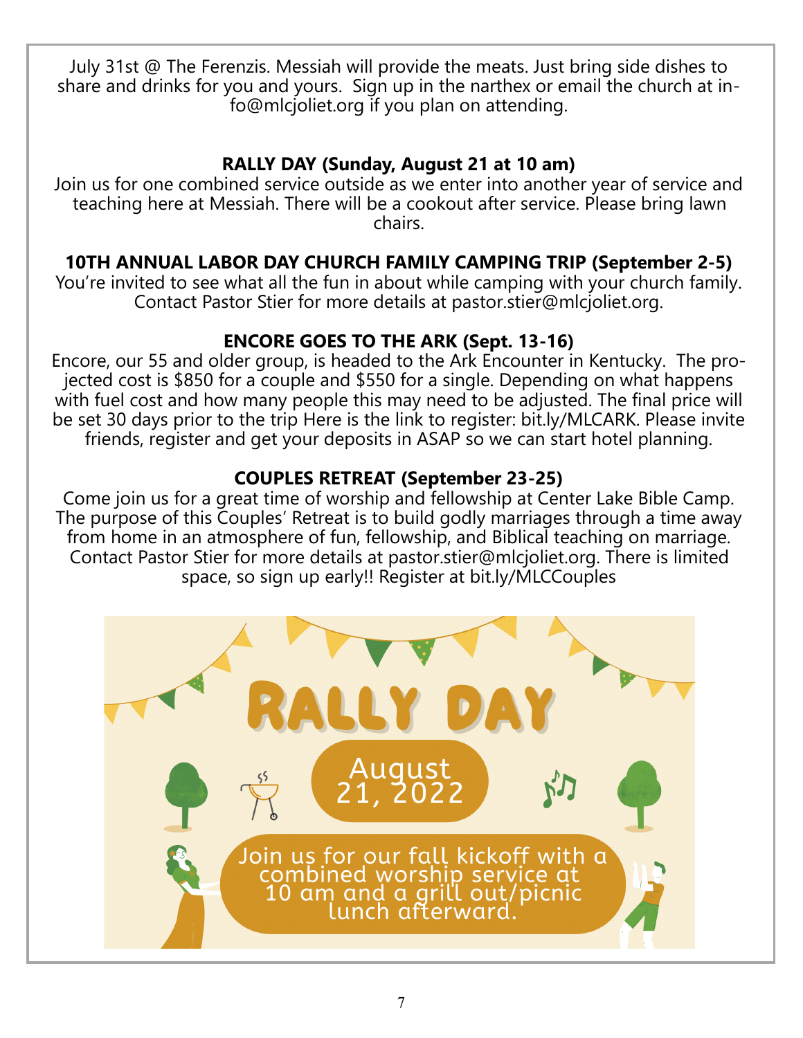July 31st @ The Ferenzis. Messiah will provide the meats. Just bring side dishes to share and drinks for you and yours. Sign up in the narthex or email the church at info@mlcjoliet.org if you plan on attending.

**RALLY DAY (Sunday, August 21 at 10 am)**

Join us for one combined service outside as we enter into another year of service and teaching here at Messiah. There will be a cookout after service. Please bring lawn chairs.

**10TH ANNUAL LABOR DAY CHURCH FAMILY CAMPING TRIP (September 2-5)**

You're invited to see what all the fun in about while camping with your church family. Contact Pastor Stier for more details at pastor.stier@mlcjoliet.org.

**ENCORE GOES TO THE ARK (Sept. 13-16)**

Encore, our 55 and older group, is headed to the Ark Encounter in Kentucky. The projected cost is $850 for a couple and $550 for a single. Depending on what happens with fuel cost and how many people this may need to be adjusted. The final price will be set 30 days prior to the trip Here is the link to register: bit.ly/MLCARK. Please invite friends, register and get your deposits in ASAP so we can start hotel planning.

**COUPLES RETREAT (September 23-25)**

Come join us for a great time of worship and fellowship at Center Lake Bible Camp. The purpose of this Couples' Retreat is to build godly marriages through a time away from home in an atmosphere of fun, fellowship, and Biblical teaching on marriage. Contact Pastor Stier for more details at pastor.stier@mlcjoliet.org. There is limited space, so sign up early!! Register at bit.ly/MLCCouples

**RALLY DAY**

August 21, 2022

Join us for our fall kickoff with a combined worship service at 10 am and a grill out/picnic lunch afterward.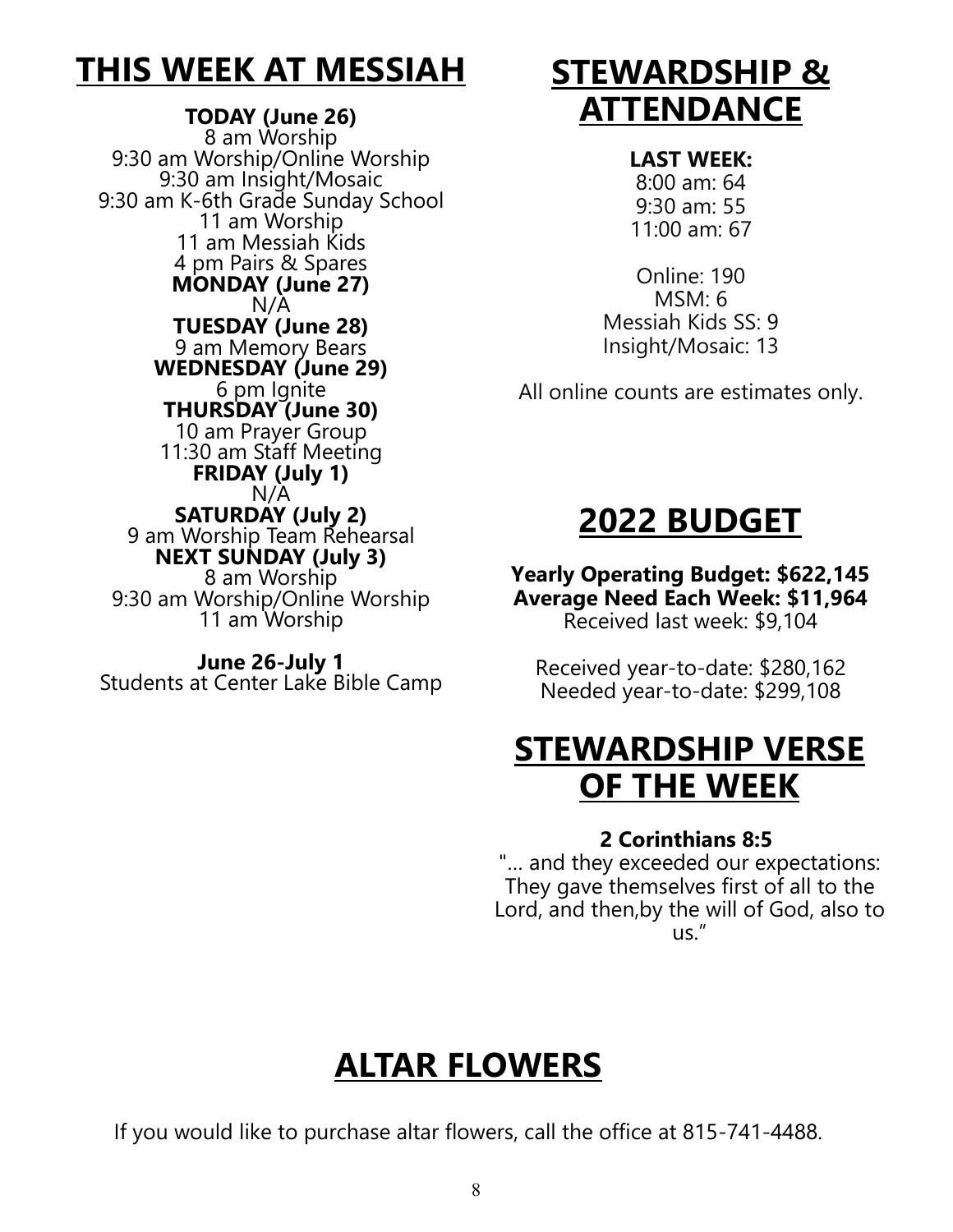# THIS WEEK AT MESSIAH

**TODAY (June 26)**
8 am Worship
9:30 am Worship/Online Worship
9:30 am Insight/Mosaic
9:30 am K-6th Grade Sunday School
11 am Worship
11 am Messiah Kids
4 pm Pairs & Spares

**MONDAY (June 27)**
N/A

**TUESDAY (June 28)**
9 am Memory Bears

**WEDNESDAY (June 29)**
6 pm Ignite

**THURSDAY (June 30)**
10 am Prayer Group
11:30 am Staff Meeting

**FRIDAY (July 1)**
N/A

**SATURDAY (July 2)**
9 am Worship Team Rehearsal

**NEXT SUNDAY (July 3)**
8 am Worship
9:30 am Worship/Online Worship
11 am Worship

**June 26-July 1**
Students at Center Lake Bible Camp

# STEWARDSHIP & ATTENDANCE

**LAST WEEK:**
8:00 am: 64
9:30 am: 55
11:00 am: 67

Online: 190
MSM: 6
Messiah Kids SS: 9
Insight/Mosaic: 13

All online counts are estimates only.

# 2022 BUDGET

**Yearly Operating Budget: $622,145**
**Average Need Each Week: $11,964**
Received last week: $9,104

Received year-to-date: $280,162
Needed year-to-date: $299,108

# STEWARDSHIP VERSE OF THE WEEK

**2 Corinthians 8:5**
"... and they exceeded our expectations: They gave themselves first of all to the Lord, and then,by the will of God, also to us."

# ALTAR FLOWERS

If you would like to purchase altar flowers, call the office at 815-741-4488.